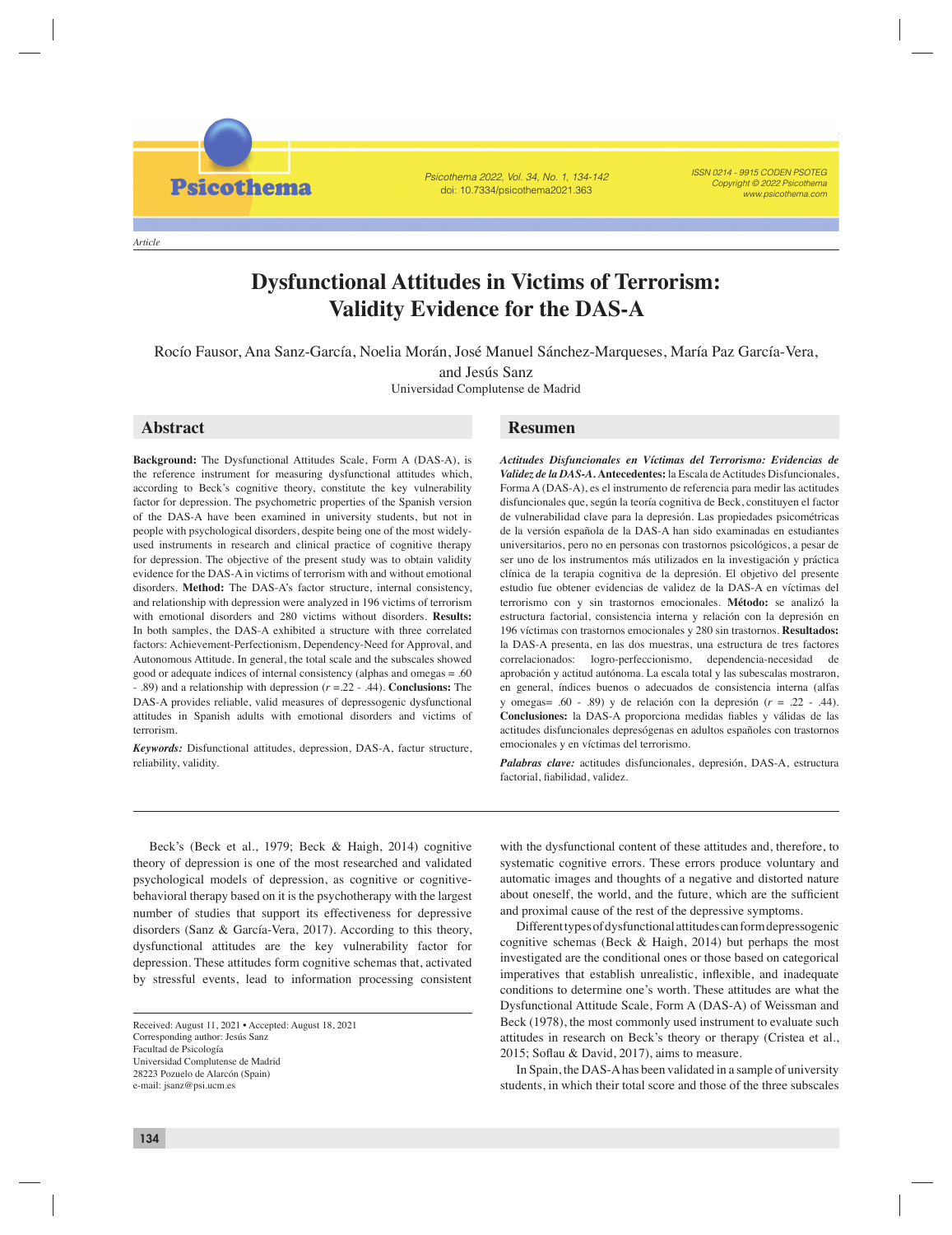Article

# Dysfunctional Attitudes in Victims of Terrorism: Validity Evidence for the DAS-A

Rocío Fausor, Ana Sanz-García, Noelia Morán, José Manuel Sánchez-Marqueses, María Paz García-Vera, and Jesús Sanz

Universidad Complutense de Madrid

## Abstract

**Background:** The Dysfunctional Attitudes Scale, Form A (DAS-A), is the reference instrument for measuring dysfunctional attitudes which, according to Beck's cognitive theory, constitute the key vulnerability factor for depression. The psychometric properties of the Spanish version of the DAS-A have been examined in university students, but not in people with psychological disorders, despite being one of the most widely-used instruments in research and clinical practice of cognitive therapy for depression. The objective of the present study was to obtain validity evidence for the DAS-A in victims of terrorism with and without emotional disorders. **Method:** The DAS-A's factor structure, internal consistency, and relationship with depression were analyzed in 196 victims of terrorism with emotional disorders and 280 victims without disorders. **Results:** In both samples, the DAS-A exhibited a structure with three correlated factors: Achievement-Perfectionism, Dependency-Need for Approval, and Autonomous Attitude. In general, the total scale and the subscales showed good or adequate indices of internal consistency (alphas and omegas = .60 - .89) and a relationship with depression ($r$ =.22 - .44). **Conclusions:** The DAS-A provides reliable, valid measures of depressogenic dysfunctional attitudes in Spanish adults with emotional disorders and victims of terrorism.

***Keywords:*** Disfunctional attitudes, depression, DAS-A, factur structure, reliability, validity.

## Resumen

***Actitudes Disfuncionales en Víctimas del Terrorismo: Evidencias de Validez de la DAS-A.*** **Antecedentes:** la Escala de Actitudes Disfuncionales, Forma A (DAS-A), es el instrumento de referencia para medir las actitudes disfuncionales que, según la teoría cognitiva de Beck, constituyen el factor de vulnerabilidad clave para la depresión. Las propiedades psicométricas de la versión española de la DAS-A han sido examinadas en estudiantes universitarios, pero no en personas con trastornos psicológicos, a pesar de ser uno de los instrumentos más utilizados en la investigación y práctica clínica de la terapia cognitiva de la depresión. El objetivo del presente estudio fue obtener evidencias de validez de la DAS-A en víctimas del terrorismo con y sin trastornos emocionales. **Método:** se analizó la estructura factorial, consistencia interna y relación con la depresión en 196 víctimas con trastornos emocionales y 280 sin trastornos. **Resultados:** la DAS-A presenta, en las dos muestras, una estructura de tres factores correlacionados: logro-perfeccionismo, dependencia-necesidad de aprobación y actitud autónoma. La escala total y las subescalas mostraron, en general, índices buenos o adecuados de consistencia interna (alfas y omegas= .60 - .89) y de relación con la depresión ($r$ = .22 - .44). **Conclusiones:** la DAS-A proporciona medidas fiables y válidas de las actitudes disfuncionales depresógenas en adultos españoles con trastornos emocionales y en víctimas del terrorismo.

***Palabras clave:*** actitudes disfuncionales, depresión, DAS-A, estructura factorial, fiabilidad, validez.

---

Beck's (Beck et al., 1979; Beck & Haigh, 2014) cognitive theory of depression is one of the most researched and validated psychological models of depression, as cognitive or cognitive-behavioral therapy based on it is the psychotherapy with the largest number of studies that support its effectiveness for depressive disorders (Sanz & García-Vera, 2017). According to this theory, dysfunctional attitudes are the key vulnerability factor for depression. These attitudes form cognitive schemas that, activated by stressful events, lead to information processing consistent with the dysfunctional content of these attitudes and, therefore, to systematic cognitive errors. These errors produce voluntary and automatic images and thoughts of a negative and distorted nature about oneself, the world, and the future, which are the sufficient and proximal cause of the rest of the depressive symptoms.

Different types of dysfunctional attitudes can form depressogenic cognitive schemas (Beck & Haigh, 2014) but perhaps the most investigated are the conditional ones or those based on categorical imperatives that establish unrealistic, inflexible, and inadequate conditions to determine one's worth. These attitudes are what the Dysfunctional Attitude Scale, Form A (DAS-A) of Weissman and Beck (1978), the most commonly used instrument to evaluate such attitudes in research on Beck's theory or therapy (Cristea et al., 2015; Soflau & David, 2017), aims to measure.

In Spain, the DAS-A has been validated in a sample of university students, in which their total score and those of the three subscales

---

Received: August 11, 2021 • Accepted: August 18, 2021
Corresponding author: Jesús Sanz
Facultad de Psicología
Universidad Complutense de Madrid
28223 Pozuelo de Alarcón (Spain)
e-mail: jsanz@psi.ucm.es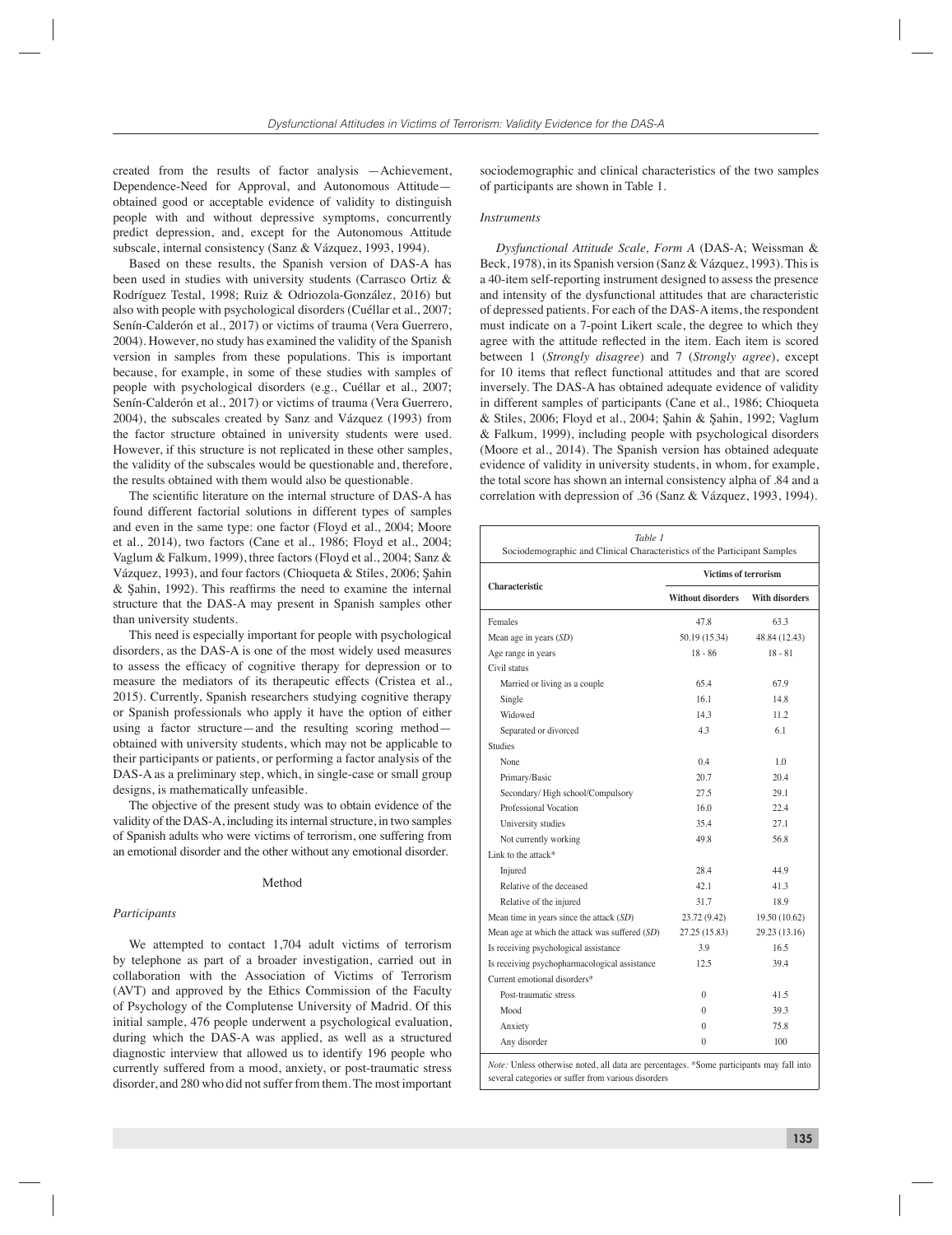created from the results of factor analysis —Achievement, Dependence-Need for Approval, and Autonomous Attitude— obtained good or acceptable evidence of validity to distinguish people with and without depressive symptoms, concurrently predict depression, and, except for the Autonomous Attitude subscale, internal consistency (Sanz & Vázquez, 1993, 1994).

Based on these results, the Spanish version of DAS-A has been used in studies with university students (Carrasco Ortiz & Rodríguez Testal, 1998; Ruiz & Odriozola-González, 2016) but also with people with psychological disorders (Cuéllar et al., 2007; Senín-Calderón et al., 2017) or victims of trauma (Vera Guerrero, 2004). However, no study has examined the validity of the Spanish version in samples from these populations. This is important because, for example, in some of these studies with samples of people with psychological disorders (e.g., Cuéllar et al., 2007; Senín-Calderón et al., 2017) or victims of trauma (Vera Guerrero, 2004), the subscales created by Sanz and Vázquez (1993) from the factor structure obtained in university students were used. However, if this structure is not replicated in these other samples, the validity of the subscales would be questionable and, therefore, the results obtained with them would also be questionable.

The scientific literature on the internal structure of DAS-A has found different factorial solutions in different types of samples and even in the same type: one factor (Floyd et al., 2004; Moore et al., 2014), two factors (Cane et al., 1986; Floyd et al., 2004; Vaglum & Falkum, 1999), three factors (Floyd et al., 2004; Sanz & Vázquez, 1993), and four factors (Chioqueta & Stiles, 2006; Şahin & Şahin, 1992). This reaffirms the need to examine the internal structure that the DAS-A may present in Spanish samples other than university students.

This need is especially important for people with psychological disorders, as the DAS-A is one of the most widely used measures to assess the efficacy of cognitive therapy for depression or to measure the mediators of its therapeutic effects (Cristea et al., 2015). Currently, Spanish researchers studying cognitive therapy or Spanish professionals who apply it have the option of either using a factor structure—and the resulting scoring method—obtained with university students, which may not be applicable to their participants or patients, or performing a factor analysis of the DAS-A as a preliminary step, which, in single-case or small group designs, is mathematically unfeasible.

The objective of the present study was to obtain evidence of the validity of the DAS-A, including its internal structure, in two samples of Spanish adults who were victims of terrorism, one suffering from an emotional disorder and the other without any emotional disorder.

## Method

### Participants

We attempted to contact 1,704 adult victims of terrorism by telephone as part of a broader investigation, carried out in collaboration with the Association of Victims of Terrorism (AVT) and approved by the Ethics Commission of the Faculty of Psychology of the Complutense University of Madrid. Of this initial sample, 476 people underwent a psychological evaluation, during which the DAS-A was applied, as well as a structured diagnostic interview that allowed us to identify 196 people who currently suffered from a mood, anxiety, or post-traumatic stress disorder, and 280 who did not suffer from them. The most important sociodemographic and clinical characteristics of the two samples of participants are shown in Table 1.

### Instruments

*Dysfunctional Attitude Scale, Form A* (DAS-A; Weissman & Beck, 1978), in its Spanish version (Sanz & Vázquez, 1993). This is a 40-item self-reporting instrument designed to assess the presence and intensity of the dysfunctional attitudes that are characteristic of depressed patients. For each of the DAS-A items, the respondent must indicate on a 7-point Likert scale, the degree to which they agree with the attitude reflected in the item. Each item is scored between 1 (*Strongly disagree*) and 7 (*Strongly agree*), except for 10 items that reflect functional attitudes and that are scored inversely. The DAS-A has obtained adequate evidence of validity in different samples of participants (Cane et al., 1986; Chioqueta & Stiles, 2006; Floyd et al., 2004; Şahin & Şahin, 1992; Vaglum & Falkum, 1999), including people with psychological disorders (Moore et al., 2014). The Spanish version has obtained adequate evidence of validity in university students, in whom, for example, the total score has shown an internal consistency alpha of .84 and a correlation with depression of .36 (Sanz & Vázquez, 1993, 1994).

*Table 1*
Sociodemographic and Clinical Characteristics of the Participant Samples

| Characteristic | Victims of terrorism | |
|---|---|---|
| | Without disorders | With disorders |
| Females | 47.8 | 63.3 |
| Mean age in years (*SD*) | 50.19 (15.34) | 48.84 (12.43) |
| Age range in years | 18 - 86 | 18 - 81 |
| Civil status | | |
| Married or living as a couple | 65.4 | 67.9 |
| Single | 16.1 | 14.8 |
| Widowed | 14.3 | 11.2 |
| Separated or divorced | 4.3 | 6.1 |
| Studies | | |
| None | 0.4 | 1.0 |
| Primary/Basic | 20.7 | 20.4 |
| Secondary/ High school/Compulsory | 27.5 | 29.1 |
| Professional Vocation | 16.0 | 22.4 |
| University studies | 35.4 | 27.1 |
| Not currently working | 49.8 | 56.8 |
| Link to the attack* | | |
| Injured | 28.4 | 44.9 |
| Relative of the deceased | 42.1 | 41.3 |
| Relative of the injured | 31.7 | 18.9 |
| Mean time in years since the attack (*SD*) | 23.72 (9.42) | 19.50 (10.62) |
| Mean age at which the attack was suffered (*SD*) | 27.25 (15.83) | 29.23 (13.16) |
| Is receiving psychological assistance | 3.9 | 16.5 |
| Is receiving psychopharmacological assistance | 12.5 | 39.4 |
| Current emotional disorders* | | |
| Post-traumatic stress | 0 | 41.5 |
| Mood | 0 | 39.3 |
| Anxiety | 0 | 75.8 |
| Any disorder | 0 | 100 |

*Note:* Unless otherwise noted, all data are percentages. *Some participants may fall into several categories or suffer from various disorders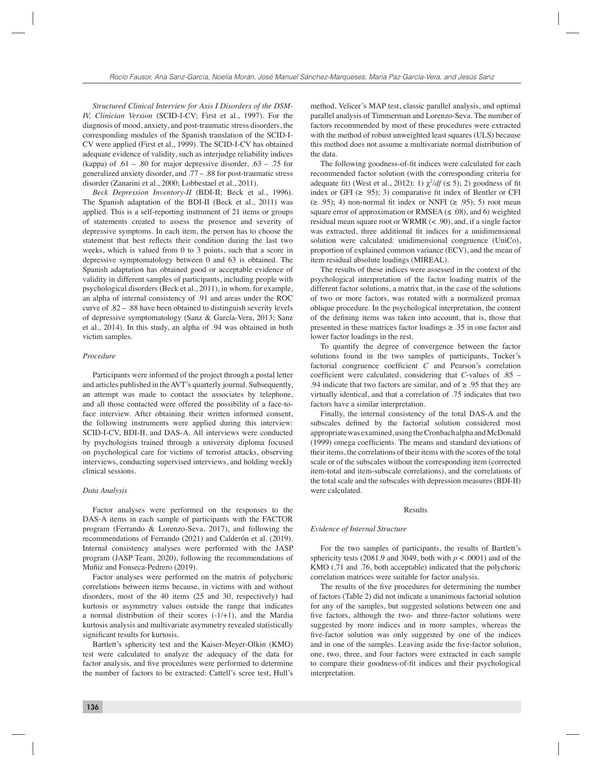*Structured Clinical Interview for Axis I Disorders of the DSM-IV, Clinician Version* (SCID-I-CV; First et al., 1997). For the diagnosis of mood, anxiety, and post-traumatic stress disorders, the corresponding modules of the Spanish translation of the SCID-I-CV were applied (First et al., 1999). The SCID-I-CV has obtained adequate evidence of validity, such as interjudge reliability indices (kappa) of .61 – .80 for major depressive disorder, .63 – .75 for generalized anxiety disorder, and .77 – .88 for post-traumatic stress disorder (Zanarini et al., 2000; Lobbestael et al., 2011).

*Beck Depression Inventory-II* (BDI-II; Beck et al., 1996). The Spanish adaptation of the BDI-II (Beck et al., 2011) was applied. This is a self-reporting instrument of 21 items or groups of statements created to assess the presence and severity of depressive symptoms. In each item, the person has to choose the statement that best reflects their condition during the last two weeks, which is valued from 0 to 3 points, such that a score in depressive symptomatology between 0 and 63 is obtained. The Spanish adaptation has obtained good or acceptable evidence of validity in different samples of participants, including people with psychological disorders (Beck et al., 2011), in whom, for example, an alpha of internal consistency of .91 and areas under the ROC curve of .82 – .88 have been obtained to distinguish severity levels of depressive symptomatology (Sanz & García-Vera, 2013; Sanz et al., 2014). In this study, an alpha of .94 was obtained in both victim samples.

### *Procedure*

Participants were informed of the project through a postal letter and articles published in the AVT's quarterly journal. Subsequently, an attempt was made to contact the associates by telephone, and all those contacted were offered the possibility of a face-to-face interview. After obtaining their written informed consent, the following instruments were applied during this interview: SCID-I-CV, BDI-II, and DAS-A. All interviews were conducted by psychologists trained through a university diploma focused on psychological care for victims of terrorist attacks, observing interviews, conducting supervised interviews, and holding weekly clinical sessions.

### *Data Analysis*

Factor analyses were performed on the responses to the DAS-A items in each sample of participants with the FACTOR program (Ferrando & Lorenzo-Seva, 2017), and following the recommendations of Ferrando (2021) and Calderón et al. (2019). Internal consistency analyses were performed with the JASP program (JASP Team, 2020), following the recommendations of Muñiz and Fonseca-Pedrero (2019).

Factor analyses were performed on the matrix of polychoric correlations between items because, in victims with and without disorders, most of the 40 items (25 and 30, respectively) had kurtosis or asymmetry values outside the range that indicates a normal distribution of their scores (-1/+1), and the Mardia kurtosis analysis and multivariate asymmetry revealed statistically significant results for kurtosis.

Bartlett's sphericity test and the Kaiser-Meyer-Olkin (KMO) test were calculated to analyze the adequacy of the data for factor analysis, and five procedures were performed to determine the number of factors to be extracted: Cattell's scree test, Hull's method, Velicer's MAP test, classic parallel analysis, and optimal parallel analysis of Timmerman and Lorenzo-Seva. The number of factors recommended by most of these procedures were extracted with the method of robust unweighted least squares (ULS) because this method does not assume a multivariate normal distribution of the data.

The following goodness-of-fit indices were calculated for each recommended factor solution (with the corresponding criteria for adequate fit) (West et al., 2012): 1) $\chi^2/df$ ($\leq 5$); 2) goodness of fit index or GFI ($\geq .95$); 3) comparative fit index of Bentler or CFI ($\geq .95$); 4) non-normal fit index or NNFI ($\geq .95$); 5) root mean square error of approximation or RMSEA ($\leq .08$), and 6) weighted residual mean square root or WRMR ($< .90$), and, if a single factor was extracted, three additional fit indices for a unidimensional solution were calculated: unidimensional congruence (UniCo), proportion of explained common variance (ECV), and the mean of item residual absolute loadings (MIREAL).

The results of these indices were assessed in the context of the psychological interpretation of the factor loading matrix of the different factor solutions, a matrix that, in the case of the solutions of two or more factors, was rotated with a normalized promax oblique procedure. In the psychological interpretation, the content of the defining items was taken into account, that is, those that presented in these matrices factor loadings $\geq .35$ in one factor and lower factor loadings in the rest.

To quantify the degree of convergence between the factor solutions found in the two samples of participants, Tucker's factorial congruence coefficient *C* and Pearson's correlation coefficient were calculated, considering that *C*-values of .85 – .94 indicate that two factors are similar, and of $\geq .95$ that they are virtually identical, and that a correlation of .75 indicates that two factors have a similar interpretation.

Finally, the internal consistency of the total DAS-A and the subscales defined by the factorial solution considered most appropriate was examined, using the Cronbach alpha and McDonald (1999) omega coefficients. The means and standard deviations of their items, the correlations of their items with the scores of the total scale or of the subscales without the corresponding item (corrected item-total and item-subscale correlations), and the correlations of the total scale and the subscales with depression measures (BDI-II) were calculated.

## Results

### *Evidence of Internal Structure*

For the two samples of participants, the results of Bartlett's sphericity tests (2081.9 and 3049, both with $p < .0001$) and of the KMO (.71 and .76, both acceptable) indicated that the polychoric correlation matrices were suitable for factor analysis.

The results of the five procedures for determining the number of factors (Table 2) did not indicate a unanimous factorial solution for any of the samples, but suggested solutions between one and five factors, although the two- and three-factor solutions were suggested by more indices and in more samples, whereas the five-factor solution was only suggested by one of the indices and in one of the samples. Leaving aside the five-factor solution, one, two, three, and four factors were extracted in each sample to compare their goodness-of-fit indices and their psychological interpretation.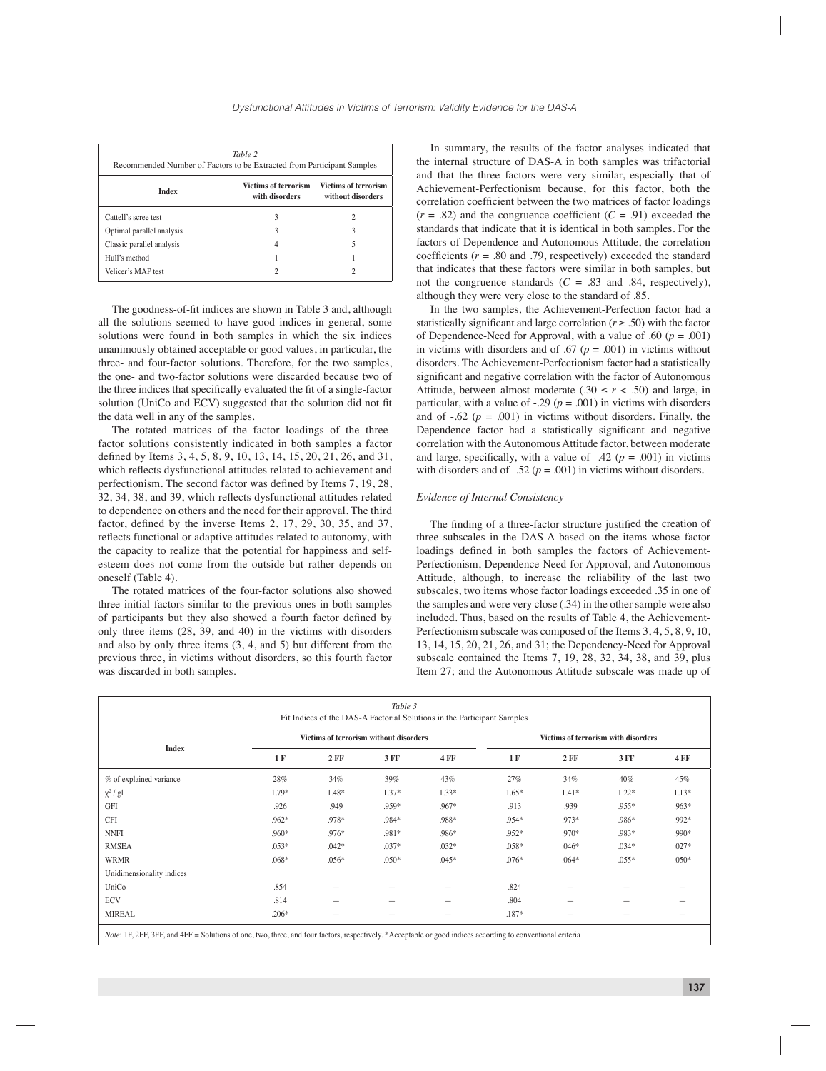| *Table 2*<br>Recommended Number of Factors to be Extracted from Participant Samples | | |
|---|---|---|
| **Index** | **Victims of terrorism with disorders** | **Victims of terrorism without disorders** |
| Cattell's scree test | 3 | 2 |
| Optimal parallel analysis | 3 | 3 |
| Classic parallel analysis | 4 | 5 |
| Hull's method | 1 | 1 |
| Velicer's MAP test | 2 | 2 |

The goodness-of-fit indices are shown in Table 3 and, although all the solutions seemed to have good indices in general, some solutions were found in both samples in which the six indices unanimously obtained acceptable or good values, in particular, the three- and four-factor solutions. Therefore, for the two samples, the one- and two-factor solutions were discarded because two of the three indices that specifically evaluated the fit of a single-factor solution (UniCo and ECV) suggested that the solution did not fit the data well in any of the samples.

The rotated matrices of the factor loadings of the three-factor solutions consistently indicated in both samples a factor defined by Items 3, 4, 5, 8, 9, 10, 13, 14, 15, 20, 21, 26, and 31, which reflects dysfunctional attitudes related to achievement and perfectionism. The second factor was defined by Items 7, 19, 28, 32, 34, 38, and 39, which reflects dysfunctional attitudes related to dependence on others and the need for their approval. The third factor, defined by the inverse Items 2, 17, 29, 30, 35, and 37, reflects functional or adaptive attitudes related to autonomy, with the capacity to realize that the potential for happiness and self-esteem does not come from the outside but rather depends on oneself (Table 4).

The rotated matrices of the four-factor solutions also showed three initial factors similar to the previous ones in both samples of participants but they also showed a fourth factor defined by only three items (28, 39, and 40) in the victims with disorders and also by only three items (3, 4, and 5) but different from the previous three, in victims without disorders, so this fourth factor was discarded in both samples.

In summary, the results of the factor analyses indicated that the internal structure of DAS-A in both samples was trifactorial and that the three factors were very similar, especially that of Achievement-Perfectionism because, for this factor, both the correlation coefficient between the two matrices of factor loadings ($r$ = .82) and the congruence coefficient ($C$ = .91) exceeded the standards that indicate that it is identical in both samples. For the factors of Dependence and Autonomous Attitude, the correlation coefficients ($r$ = .80 and .79, respectively) exceeded the standard that indicates that these factors were similar in both samples, but not the congruence standards ($C$ = .83 and .84, respectively), although they were very close to the standard of .85.

In the two samples, the Achievement-Perfection factor had a statistically significant and large correlation ($r \geq .50$) with the factor of Dependence-Need for Approval, with a value of .60 ($p$ = .001) in victims with disorders and of .67 ($p$ = .001) in victims without disorders. The Achievement-Perfectionism factor had a statistically significant and negative correlation with the factor of Autonomous Attitude, between almost moderate ($.30 \leq r < .50$) and large, in particular, with a value of -.29 ($p$ = .001) in victims with disorders and of -.62 ($p$ = .001) in victims without disorders. Finally, the Dependence factor had a statistically significant and negative correlation with the Autonomous Attitude factor, between moderate and large, specifically, with a value of -.42 ($p$ = .001) in victims with disorders and of -.52 ($p$ = .001) in victims without disorders.

### *Evidence of Internal Consistency*

The finding of a three-factor structure justified the creation of three subscales in the DAS-A based on the items whose factor loadings defined in both samples the factors of Achievement-Perfectionism, Dependence-Need for Approval, and Autonomous Attitude, although, to increase the reliability of the last two subscales, two items whose factor loadings exceeded .35 in one of the samples and were very close (.34) in the other sample were also included. Thus, based on the results of Table 4, the Achievement-Perfectionism subscale was composed of the Items 3, 4, 5, 8, 9, 10, 13, 14, 15, 20, 21, 26, and 31; the Dependency-Need for Approval subscale contained the Items 7, 19, 28, 32, 34, 38, and 39, plus Item 27; and the Autonomous Attitude subscale was made up of

| *Table 3*<br>Fit Indices of the DAS-A Factorial Solutions in the Participant Samples | | | | | | | | |
|---|---|---|---|---|---|---|---|---|
| **Index** | **Victims of terrorism without disorders** | | | | **Victims of terrorism with disorders** | | | |
| | **1 F** | **2 FF** | **3 FF** | **4 FF** | **1 F** | **2 FF** | **3 FF** | **4 FF** |
| % of explained variance | 28% | 34% | 39% | 43% | 27% | 34% | 40% | 45% |
| $\chi^2$ / gl | 1.79* | 1.48* | 1.37* | 1.33* | 1.65* | 1.41* | 1.22* | 1.13* |
| GFI | .926 | .949 | .959* | .967* | .913 | .939 | .955* | .963* |
| CFI | .962* | .978* | .984* | .988* | .954* | .973* | .986* | .992* |
| NNFI | .960* | .976* | .981* | .986* | .952* | .970* | .983* | .990* |
| RMSEA | .053* | .042* | .037* | .032* | .058* | .046* | .034* | .027* |
| WRMR | .068* | .056* | .050* | .045* | .076* | .064* | .055* | .050* |
| Unidimensionality indices | | | | | | | | |
| UniCo | .854 | – | – | – | .824 | – | – | – |
| ECV | .814 | – | – | – | .804 | – | – | – |
| MIREAL | .206* | – | – | – | .187* | – | – | – |

*Note*: 1F, 2FF, 3FF, and 4FF = Solutions of one, two, three, and four factors, respectively. *Acceptable or good indices according to conventional criteria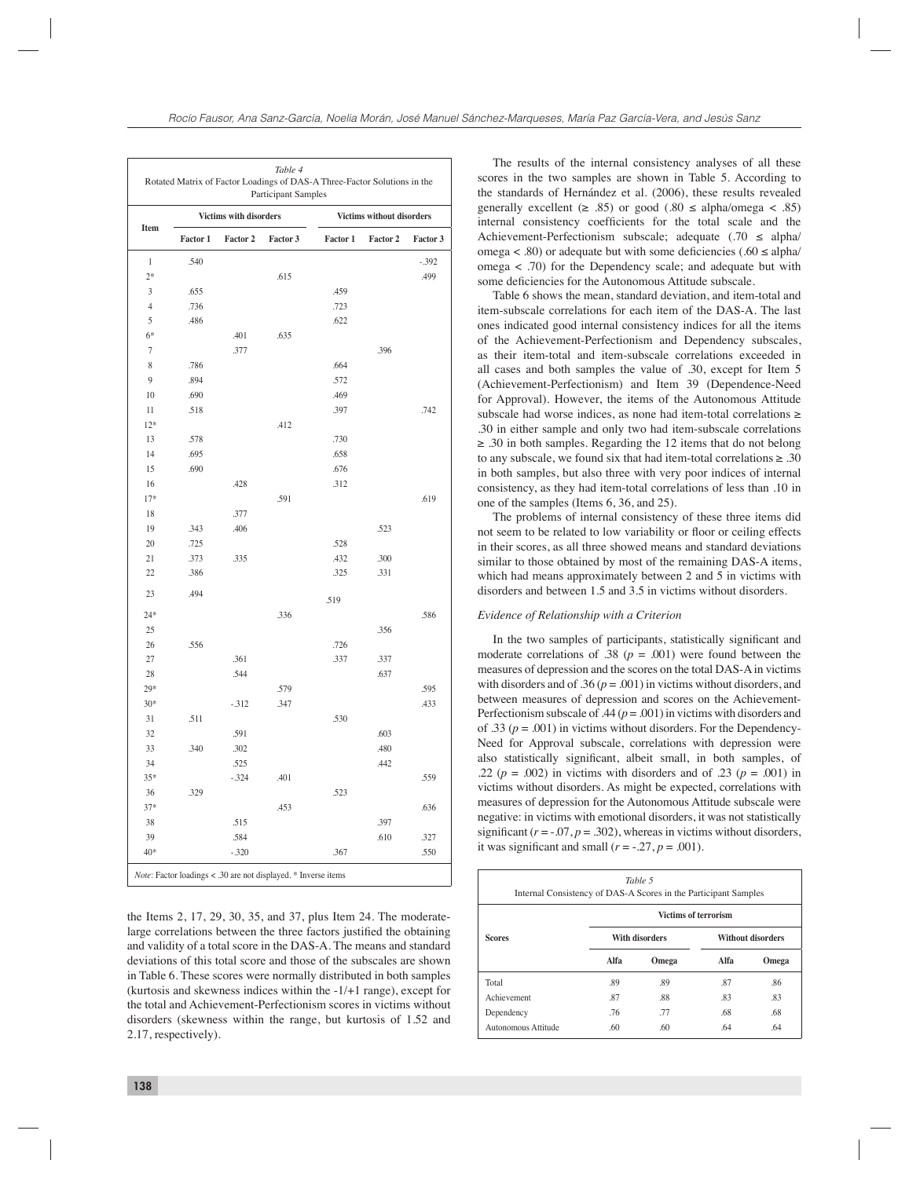*Table 4*
Rotated Matrix of Factor Loadings of DAS-A Three-Factor Solutions in the Participant Samples

| Item | Victims with disorders | | | Victims without disorders | | |
|---|---|---|---|---|---|---|
| | Factor 1 | Factor 2 | Factor 3 | Factor 1 | Factor 2 | Factor 3 |
| 1 | .540 | | | | | -.392 |
| 2* | | | .615 | | | .499 |
| 3 | .655 | | | .459 | | |
| 4 | .736 | | | .723 | | |
| 5 | .486 | | | .622 | | |
| 6* | | .401 | .635 | | | |
| 7 | | .377 | | | .396 | |
| 8 | .786 | | | .664 | | |
| 9 | .894 | | | .572 | | |
| 10 | .690 | | | .469 | | |
| 11 | .518 | | | .397 | | .742 |
| 12* | | | .412 | | | |
| 13 | .578 | | | .730 | | |
| 14 | .695 | | | .658 | | |
| 15 | .690 | | | .676 | | |
| 16 | | .428 | | .312 | | |
| 17* | | | .591 | | | .619 |
| 18 | | .377 | | | | |
| 19 | .343 | .406 | | | .523 | |
| 20 | .725 | | | .528 | | |
| 21 | .373 | .335 | | .432 | .300 | |
| 22 | .386 | | | .325 | .331 | |
| 23 | .494 | | | .519 | | |
| 24* | | | .336 | | | .586 |
| 25 | | | | | .356 | |
| 26 | .556 | | | .726 | | |
| 27 | | .361 | | .337 | .337 | |
| 28 | | .544 | | | .637 | |
| 29* | | | .579 | | | .595 |
| 30* | | -.312 | .347 | | | .433 |
| 31 | .511 | | | .530 | | |
| 32 | | .591 | | | .603 | |
| 33 | .340 | .302 | | | .480 | |
| 34 | | .525 | | | .442 | |
| 35* | | -.324 | .401 | | | .559 |
| 36 | .329 | | | .523 | | |
| 37* | | | .453 | | | .636 |
| 38 | | .515 | | | .397 | |
| 39 | | .584 | | | .610 | .327 |
| 40* | | -.320 | | .367 | | .550 |

*Note*: Factor loadings < .30 are not displayed. * Inverse items

the Items 2, 17, 29, 30, 35, and 37, plus Item 24. The moderate-large correlations between the three factors justified the obtaining and validity of a total score in the DAS-A. The means and standard deviations of this total score and those of the subscales are shown in Table 6. These scores were normally distributed in both samples (kurtosis and skewness indices within the -1/+1 range), except for the total and Achievement-Perfectionism scores in victims without disorders (skewness within the range, but kurtosis of 1.52 and 2.17, respectively).

The results of the internal consistency analyses of all these scores in the two samples are shown in Table 5. According to the standards of Hernández et al. (2006), these results revealed generally excellent (≥ .85) or good (.80 ≤ alpha/omega < .85) internal consistency coefficients for the total scale and the Achievement-Perfectionism subscale; adequate (.70 ≤ alpha/omega < .80) or adequate but with some deficiencies (.60 ≤ alpha/omega < .70) for the Dependency scale; and adequate but with some deficiencies for the Autonomous Attitude subscale.

Table 6 shows the mean, standard deviation, and item-total and item-subscale correlations for each item of the DAS-A. The last ones indicated good internal consistency indices for all the items of the Achievement-Perfectionism and Dependency subscales, as their item-total and item-subscale correlations exceeded in all cases and both samples the value of .30, except for Item 5 (Achievement-Perfectionism) and Item 39 (Dependence-Need for Approval). However, the items of the Autonomous Attitude subscale had worse indices, as none had item-total correlations ≥ .30 in either sample and only two had item-subscale correlations ≥ .30 in both samples. Regarding the 12 items that do not belong to any subscale, we found six that had item-total correlations ≥ .30 in both samples, but also three with very poor indices of internal consistency, as they had item-total correlations of less than .10 in one of the samples (Items 6, 36, and 25).

The problems of internal consistency of these three items did not seem to be related to low variability or floor or ceiling effects in their scores, as all three showed means and standard deviations similar to those obtained by most of the remaining DAS-A items, which had means approximately between 2 and 5 in victims with disorders and between 1.5 and 3.5 in victims without disorders.

### *Evidence of Relationship with a Criterion*

In the two samples of participants, statistically significant and moderate correlations of .38 ($p$ = .001) were found between the measures of depression and the scores on the total DAS-A in victims with disorders and of .36 ($p$ = .001) in victims without disorders, and between measures of depression and scores on the Achievement-Perfectionism subscale of .44 ($p$ = .001) in victims with disorders and of .33 ($p$ = .001) in victims without disorders. For the Dependency-Need for Approval subscale, correlations with depression were also statistically significant, albeit small, in both samples, of .22 ($p$ = .002) in victims with disorders and of .23 ($p$ = .001) in victims without disorders. As might be expected, correlations with measures of depression for the Autonomous Attitude subscale were negative: in victims with emotional disorders, it was not statistically significant ($r$ = -.07, $p$ = .302), whereas in victims without disorders, it was significant and small ($r$ = -.27, $p$ = .001).

*Table 5*
Internal Consistency of DAS-A Scores in the Participant Samples

| Scores | Victims of terrorism | | | |
|---|---|---|---|---|
| | With disorders | | Without disorders | |
| | Alfa | Omega | Alfa | Omega |
| Total | .89 | .89 | .87 | .86 |
| Achievement | .87 | .88 | .83 | .83 |
| Dependency | .76 | .77 | .68 | .68 |
| Autonomous Attitude | .60 | .60 | .64 | .64 |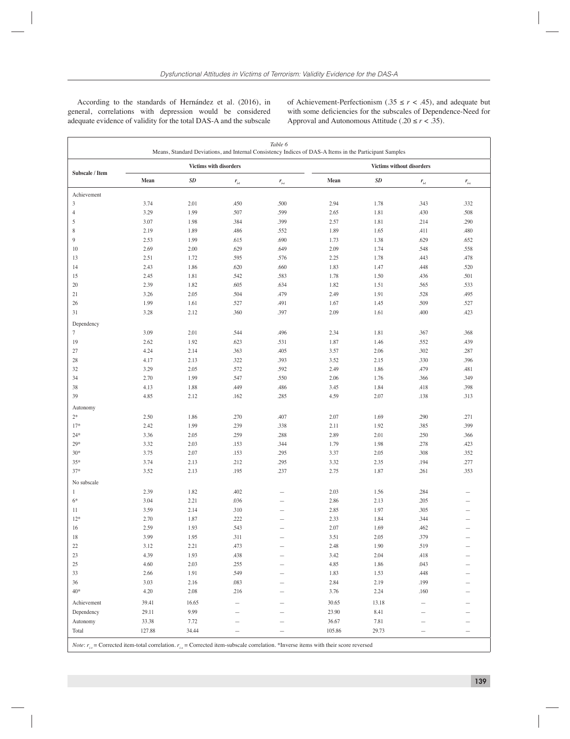According to the standards of Hernández et al. (2016), in general, correlations with depression would be considered adequate evidence of validity for the total DAS-A and the subscale of Achievement-Perfectionism (.35 ≤ $r$ < .45), and adequate but with some deficiencies for the subscales of Dependence-Need for Approval and Autonomous Attitude (.20 ≤ $r$ < .35).

*Table 6*
Means, Standard Deviations, and Internal Consistency Indices of DAS-A Items in the Participant Samples

| Subscale / Item | Victims with disorders | | | | Victims without disorders | | | |
|---|---|---|---|---|---|---|---|---|
| | Mean | *SD* | $r_{i\text{-}t}$ | $r_{i\text{-}s}$ | Mean | *SD* | $r_{i\text{-}t}$ | $r_{i\text{-}s}$ |
| Achievement | | | | | | | | |
| 3 | 3.74 | 2.01 | .450 | .500 | 2.94 | 1.78 | .343 | .332 |
| 4 | 3.29 | 1.99 | .507 | .599 | 2.65 | 1.81 | .430 | .508 |
| 5 | 3.07 | 1.98 | .384 | .399 | 2.57 | 1.81 | .214 | .290 |
| 8 | 2.19 | 1.89 | .486 | .552 | 1.89 | 1.65 | .411 | .480 |
| 9 | 2.53 | 1.99 | .615 | .690 | 1.73 | 1.38 | .629 | .652 |
| 10 | 2.69 | 2.00 | .629 | .649 | 2.09 | 1.74 | .548 | .558 |
| 13 | 2.51 | 1.72 | .595 | .576 | 2.25 | 1.78 | .443 | .478 |
| 14 | 2.43 | 1.86 | .620 | .660 | 1.83 | 1.47 | .448 | .520 |
| 15 | 2.45 | 1.81 | .542 | .583 | 1.78 | 1.50 | .436 | .501 |
| 20 | 2.39 | 1.82 | .605 | .634 | 1.82 | 1.51 | .565 | .533 |
| 21 | 3.26 | 2.05 | .504 | .479 | 2.49 | 1.91 | .528 | .495 |
| 26 | 1.99 | 1.61 | .527 | .491 | 1.67 | 1.45 | .509 | .527 |
| 31 | 3.28 | 2.12 | .360 | .397 | 2.09 | 1.61 | .400 | .423 |
| Dependency | | | | | | | | |
| 7 | 3.09 | 2.01 | .544 | .496 | 2.34 | 1.81 | .367 | .368 |
| 19 | 2.62 | 1.92 | .623 | .531 | 1.87 | 1.46 | .552 | .439 |
| 27 | 4.24 | 2.14 | .363 | .405 | 3.57 | 2.06 | .302 | .287 |
| 28 | 4.17 | 2.13 | .322 | .393 | 3.52 | 2.15 | .330 | .396 |
| 32 | 3.29 | 2.05 | .572 | .592 | 2.49 | 1.86 | .479 | .481 |
| 34 | 2.70 | 1.99 | .547 | .550 | 2.06 | 1.76 | .366 | .349 |
| 38 | 4.13 | 1.88 | .449 | .486 | 3.45 | 1.84 | .418 | .398 |
| 39 | 4.85 | 2.12 | .162 | .285 | 4.59 | 2.07 | .138 | .313 |
| Autonomy | | | | | | | | |
| 2* | 2.50 | 1.86 | .270 | .407 | 2.07 | 1.69 | .290 | .271 |
| 17* | 2.42 | 1.99 | .239 | .338 | 2.11 | 1.92 | .385 | .399 |
| 24* | 3.36 | 2.05 | .259 | .288 | 2.89 | 2.01 | .250 | .366 |
| 29* | 3.32 | 2.03 | .153 | .344 | 1.79 | 1.98 | .278 | .423 |
| 30* | 3.75 | 2.07 | .153 | .295 | 3.37 | 2.05 | .308 | .352 |
| 35* | 3.74 | 2.13 | .212 | .295 | 3.32 | 2.35 | .194 | .277 |
| 37* | 3.52 | 2.13 | .195 | .237 | 2.75 | 1.87 | .261 | .353 |
| No subscale | | | | | | | | |
| 1 | 2.39 | 1.82 | .402 | – | 2.03 | 1.56 | .284 | – |
| 6* | 3.04 | 2.21 | .036 | – | 2.86 | 2.13 | .205 | – |
| 11 | 3.59 | 2.14 | .310 | – | 2.85 | 1.97 | .305 | – |
| 12* | 2.70 | 1.87 | .222 | – | 2.33 | 1.84 | .344 | – |
| 16 | 2.59 | 1.93 | .543 | – | 2.07 | 1.69 | .462 | – |
| 18 | 3.99 | 1.95 | .311 | – | 3.51 | 2.05 | .379 | – |
| 22 | 3.12 | 2.21 | .473 | – | 2.48 | 1.90 | .519 | – |
| 23 | 4.39 | 1.93 | .438 | – | 3.42 | 2.04 | .418 | – |
| 25 | 4.60 | 2.03 | .255 | – | 4.85 | 1.86 | .043 | – |
| 33 | 2.66 | 1.91 | .549 | – | 1.83 | 1.53 | .448 | – |
| 36 | 3.03 | 2.16 | .083 | – | 2.84 | 2.19 | .199 | – |
| 40* | 4.20 | 2.08 | .216 | – | 3.76 | 2.24 | .160 | – |
| Achievement | 39.41 | 16.65 | – | – | 30.65 | 13.18 | – | – |
| Dependency | 29.11 | 9.99 | – | – | 23.90 | 8.41 | – | – |
| Autonomy | 33.38 | 7.72 | – | – | 36.67 | 7.81 | – | – |
| Total | 127.88 | 34.44 | – | – | 105.86 | 29.73 | – | – |

*Note*: $r_{i\text{-}t}$ = Corrected item-total correlation. $r_{i\text{-}s}$ = Corrected item-subscale correlation. *Inverse items with their score reversed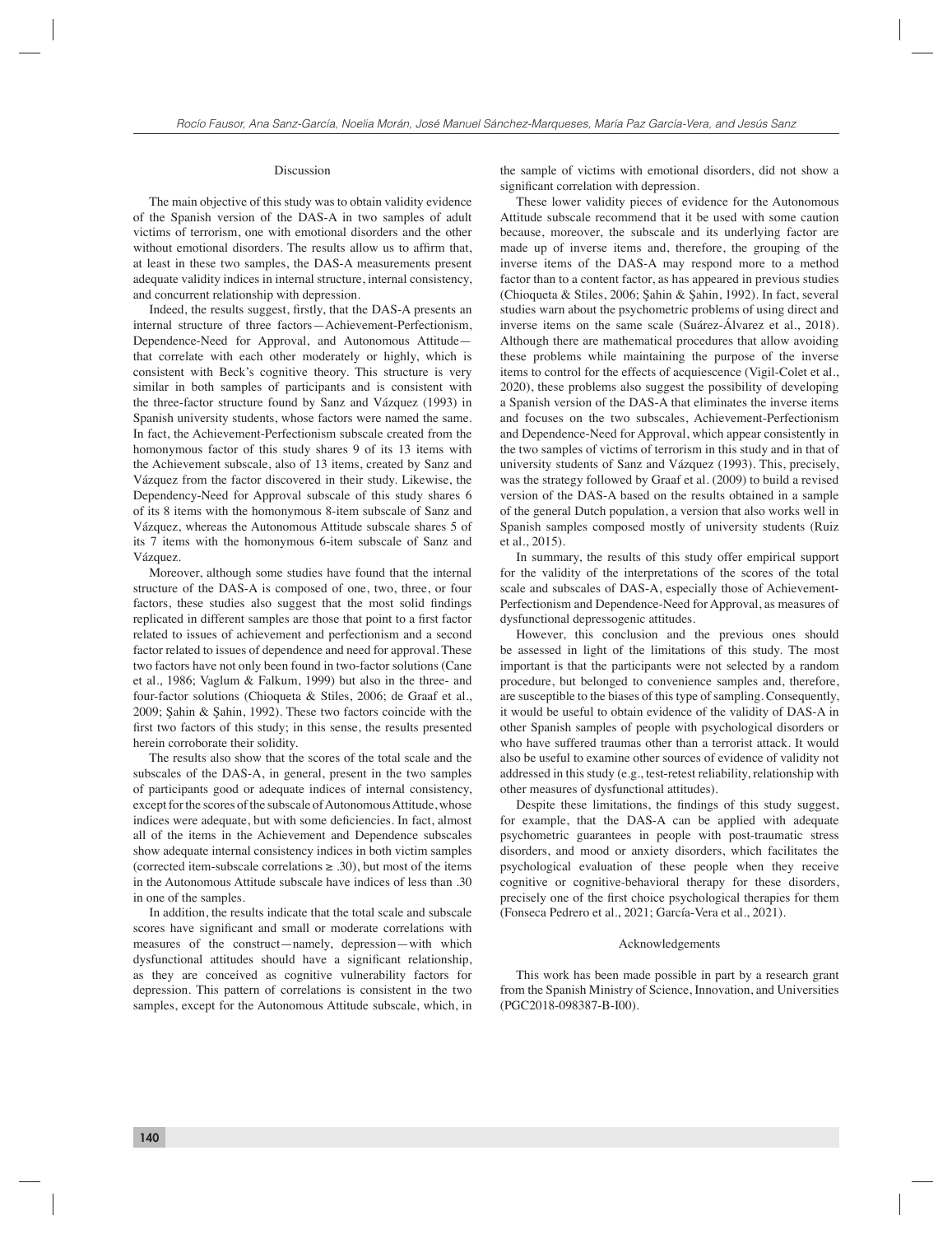## Discussion

The main objective of this study was to obtain validity evidence of the Spanish version of the DAS-A in two samples of adult victims of terrorism, one with emotional disorders and the other without emotional disorders. The results allow us to affirm that, at least in these two samples, the DAS-A measurements present adequate validity indices in internal structure, internal consistency, and concurrent relationship with depression.

Indeed, the results suggest, firstly, that the DAS-A presents an internal structure of three factors—Achievement-Perfectionism, Dependence-Need for Approval, and Autonomous Attitude—that correlate with each other moderately or highly, which is consistent with Beck's cognitive theory. This structure is very similar in both samples of participants and is consistent with the three-factor structure found by Sanz and Vázquez (1993) in Spanish university students, whose factors were named the same. In fact, the Achievement-Perfectionism subscale created from the homonymous factor of this study shares 9 of its 13 items with the Achievement subscale, also of 13 items, created by Sanz and Vázquez from the factor discovered in their study. Likewise, the Dependency-Need for Approval subscale of this study shares 6 of its 8 items with the homonymous 8-item subscale of Sanz and Vázquez, whereas the Autonomous Attitude subscale shares 5 of its 7 items with the homonymous 6-item subscale of Sanz and Vázquez.

Moreover, although some studies have found that the internal structure of the DAS-A is composed of one, two, three, or four factors, these studies also suggest that the most solid findings replicated in different samples are those that point to a first factor related to issues of achievement and perfectionism and a second factor related to issues of dependence and need for approval. These two factors have not only been found in two-factor solutions (Cane et al., 1986; Vaglum & Falkum, 1999) but also in the three- and four-factor solutions (Chioqueta & Stiles, 2006; de Graaf et al., 2009; Şahin & Şahin, 1992). These two factors coincide with the first two factors of this study; in this sense, the results presented herein corroborate their solidity.

The results also show that the scores of the total scale and the subscales of the DAS-A, in general, present in the two samples of participants good or adequate indices of internal consistency, except for the scores of the subscale of Autonomous Attitude, whose indices were adequate, but with some deficiencies. In fact, almost all of the items in the Achievement and Dependence subscales show adequate internal consistency indices in both victim samples (corrected item-subscale correlations ≥ .30), but most of the items in the Autonomous Attitude subscale have indices of less than .30 in one of the samples.

In addition, the results indicate that the total scale and subscale scores have significant and small or moderate correlations with measures of the construct—namely, depression—with which dysfunctional attitudes should have a significant relationship, as they are conceived as cognitive vulnerability factors for depression. This pattern of correlations is consistent in the two samples, except for the Autonomous Attitude subscale, which, in the sample of victims with emotional disorders, did not show a significant correlation with depression.

These lower validity pieces of evidence for the Autonomous Attitude subscale recommend that it be used with some caution because, moreover, the subscale and its underlying factor are made up of inverse items and, therefore, the grouping of the inverse items of the DAS-A may respond more to a method factor than to a content factor, as has appeared in previous studies (Chioqueta & Stiles, 2006; Şahin & Şahin, 1992). In fact, several studies warn about the psychometric problems of using direct and inverse items on the same scale (Suárez-Álvarez et al., 2018). Although there are mathematical procedures that allow avoiding these problems while maintaining the purpose of the inverse items to control for the effects of acquiescence (Vigil-Colet et al., 2020), these problems also suggest the possibility of developing a Spanish version of the DAS-A that eliminates the inverse items and focuses on the two subscales, Achievement-Perfectionism and Dependence-Need for Approval, which appear consistently in the two samples of victims of terrorism in this study and in that of university students of Sanz and Vázquez (1993). This, precisely, was the strategy followed by Graaf et al. (2009) to build a revised version of the DAS-A based on the results obtained in a sample of the general Dutch population, a version that also works well in Spanish samples composed mostly of university students (Ruiz et al., 2015).

In summary, the results of this study offer empirical support for the validity of the interpretations of the scores of the total scale and subscales of DAS-A, especially those of Achievement-Perfectionism and Dependence-Need for Approval, as measures of dysfunctional depressogenic attitudes.

However, this conclusion and the previous ones should be assessed in light of the limitations of this study. The most important is that the participants were not selected by a random procedure, but belonged to convenience samples and, therefore, are susceptible to the biases of this type of sampling. Consequently, it would be useful to obtain evidence of the validity of DAS-A in other Spanish samples of people with psychological disorders or who have suffered traumas other than a terrorist attack. It would also be useful to examine other sources of evidence of validity not addressed in this study (e.g., test-retest reliability, relationship with other measures of dysfunctional attitudes).

Despite these limitations, the findings of this study suggest, for example, that the DAS-A can be applied with adequate psychometric guarantees in people with post-traumatic stress disorders, and mood or anxiety disorders, which facilitates the psychological evaluation of these people when they receive cognitive or cognitive-behavioral therapy for these disorders, precisely one of the first choice psychological therapies for them (Fonseca Pedrero et al., 2021; García-Vera et al., 2021).

## Acknowledgements

This work has been made possible in part by a research grant from the Spanish Ministry of Science, Innovation, and Universities (PGC2018-098387-B-I00).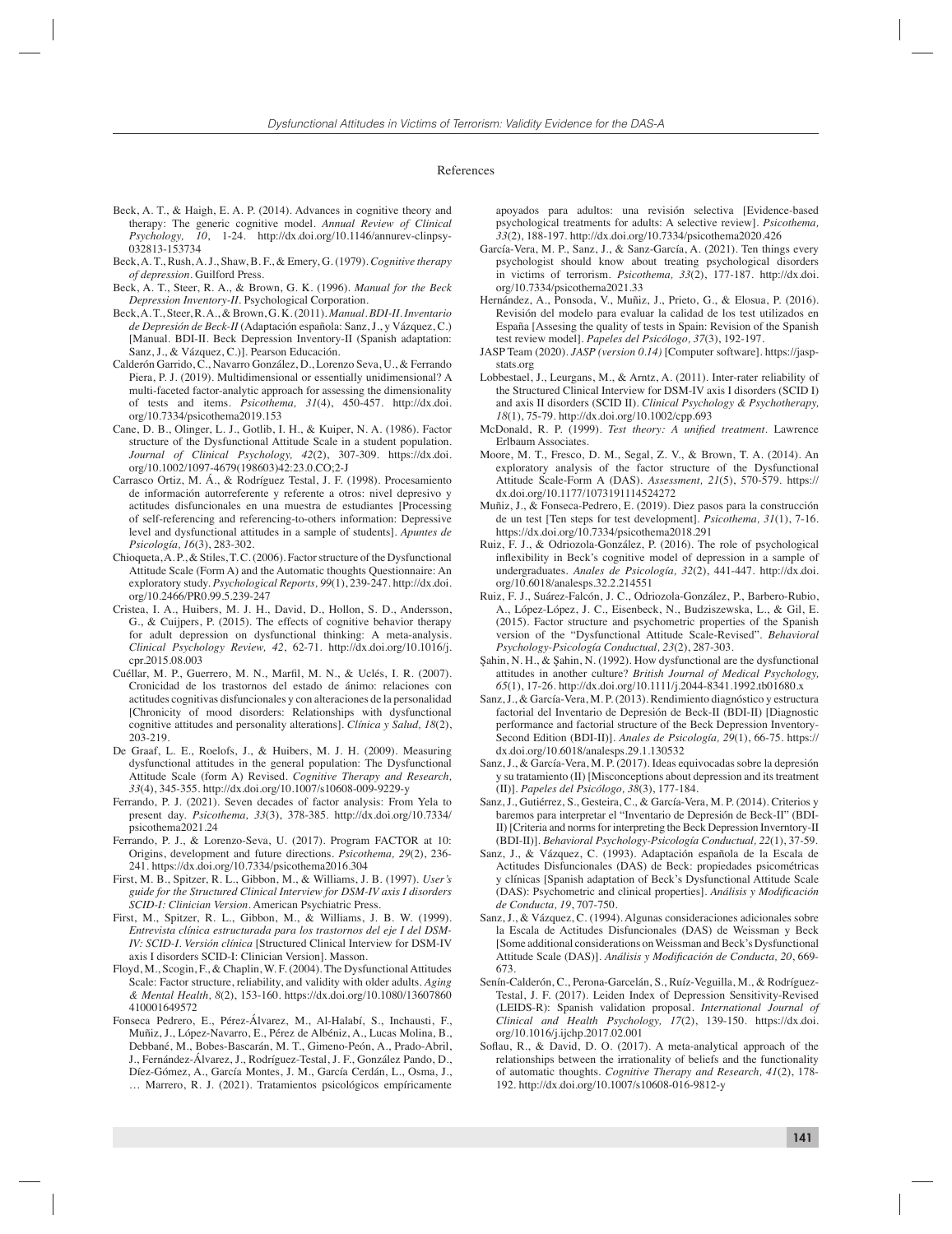## References

Beck, A. T., & Haigh, E. A. P. (2014). Advances in cognitive theory and therapy: The generic cognitive model. *Annual Review of Clinical Psychology, 10*, 1-24. http://dx.doi.org/10.1146/annurev-clinpsy-032813-153734

Beck, A. T., Rush, A. J., Shaw, B. F., & Emery, G. (1979). *Cognitive therapy of depression*. Guilford Press.

Beck, A. T., Steer, R. A., & Brown, G. K. (1996). *Manual for the Beck Depression Inventory-II*. Psychological Corporation.

Beck, A. T., Steer, R. A., & Brown, G. K. (2011). *Manual. BDI-II. Inventario de Depresión de Beck-II* (Adaptación española: Sanz, J., y Vázquez, C.) [Manual. BDI-II. Beck Depression Inventory-II (Spanish adaptation: Sanz, J., & Vázquez, C.)]. Pearson Educación.

Calderón Garrido, C., Navarro González, D., Lorenzo Seva, U., & Ferrando Piera, P. J. (2019). Multidimensional or essentially unidimensional? A multi-faceted factor-analytic approach for assessing the dimensionality of tests and items. *Psicothema, 31*(4), 450-457. http://dx.doi.org/10.7334/psicothema2019.153

Cane, D. B., Olinger, L. J., Gotlib, I. H., & Kuiper, N. A. (1986). Factor structure of the Dysfunctional Attitude Scale in a student population. *Journal of Clinical Psychology, 42*(2), 307-309. https://dx.doi.org/10.1002/1097-4679(198603)42:23.0.CO;2-J

Carrasco Ortiz, M. Á., & Rodríguez Testal, J. F. (1998). Procesamiento de información autorreferente y referente a otros: nivel depresivo y actitudes disfuncionales en una muestra de estudiantes [Processing of self-referencing and referencing-to-others information: Depressive level and dysfunctional attitudes in a sample of students]. *Apuntes de Psicología, 16*(3), 283-302.

Chioqueta, A. P., & Stiles, T. C. (2006). Factor structure of the Dysfunctional Attitude Scale (Form A) and the Automatic thoughts Questionnaire: An exploratory study. *Psychological Reports, 99*(1), 239-247. http://dx.doi.org/10.2466/PR0.99.5.239-247

Cristea, I. A., Huibers, M. J. H., David, D., Hollon, S. D., Andersson, G., & Cuijpers, P. (2015). The effects of cognitive behavior therapy for adult depression on dysfunctional thinking: A meta-analysis. *Clinical Psychology Review, 42*, 62-71. http://dx.doi.org/10.1016/j.cpr.2015.08.003

Cuéllar, M. P., Guerrero, M. N., Marfil, M. N., & Uclés, I. R. (2007). Cronicidad de los trastornos del estado de ánimo: relaciones con actitudes cognitivas disfuncionales y con alteraciones de la personalidad [Chronicity of mood disorders: Relationships with dysfunctional cognitive attitudes and personality alterations]. *Clínica y Salud, 18*(2), 203-219.

De Graaf, L. E., Roelofs, J., & Huibers, M. J. H. (2009). Measuring dysfunctional attitudes in the general population: The Dysfunctional Attitude Scale (form A) Revised. *Cognitive Therapy and Research, 33*(4), 345-355. http://dx.doi.org/10.1007/s10608-009-9229-y

Ferrando, P. J. (2021). Seven decades of factor analysis: From Yela to present day. *Psicothema, 33*(3), 378-385. http://dx.doi.org/10.7334/psicothema2021.24

Ferrando, P. J., & Lorenzo-Seva, U. (2017). Program FACTOR at 10: Origins, development and future directions. *Psicothema, 29*(2), 236-241. https://dx.doi.org/10.7334/psicothema2016.304

First, M. B., Spitzer, R. L., Gibbon, M., & Williams, J. B. (1997). *User's guide for the Structured Clinical Interview for DSM-IV axis I disorders SCID-I: Clinician Version*. American Psychiatric Press.

First, M., Spitzer, R. L., Gibbon, M., & Williams, J. B. W. (1999). *Entrevista clínica estructurada para los trastornos del eje I del DSM-IV: SCID-I. Versión clínica* [Structured Clinical Interview for DSM-IV axis I disorders SCID-I: Clinician Version]. Masson.

Floyd, M., Scogin, F., & Chaplin, W. F. (2004). The Dysfunctional Attitudes Scale: Factor structure, reliability, and validity with older adults. *Aging & Mental Health, 8*(2), 153-160. https://dx.doi.org/10.1080/13607860410001649572

Fonseca Pedrero, E., Pérez-Álvarez, M., Al-Halabí, S., Inchausti, F., Muñiz, J., López-Navarro, E., Pérez de Albéniz, A., Lucas Molina, B., Debbané, M., Bobes-Bascarán, M. T., Gimeno-Peón, A., Prado-Abril, J., Fernández-Álvarez, J., Rodríguez-Testal, J. F., González Pando, D., Díez-Gómez, A., García Montes, J. M., García Cerdán, L., Osma, J., … Marrero, R. J. (2021). Tratamientos psicológicos empíricamente apoyados para adultos: una revisión selectiva [Evidence-based psychological treatments for adults: A selective review]. *Psicothema, 33*(2), 188-197. http://dx.doi.org/10.7334/psicothema2020.426

García-Vera, M. P., Sanz, J., & Sanz-García, A. (2021). Ten things every psychologist should know about treating psychological disorders in victims of terrorism. *Psicothema, 33*(2), 177-187. http://dx.doi.org/10.7334/psicothema2021.33

Hernández, A., Ponsoda, V., Muñiz, J., Prieto, G., & Elosua, P. (2016). Revisión del modelo para evaluar la calidad de los test utilizados en España [Assesing the quality of tests in Spain: Revision of the Spanish test review model]. *Papeles del Psicólogo, 37*(3), 192-197.

JASP Team (2020). *JASP (version 0.14)* [Computer software]. https://jasp-stats.org

Lobbestael, J., Leurgans, M., & Arntz, A. (2011). Inter-rater reliability of the Structured Clinical Interview for DSM-IV axis I disorders (SCID I) and axis II disorders (SCID II). *Clinical Psychology & Psychotherapy, 18*(1), 75-79. http://dx.doi.org/10.1002/cpp.693

McDonald, R. P. (1999). *Test theory: A unified treatment*. Lawrence Erlbaum Associates.

Moore, M. T., Fresco, D. M., Segal, Z. V., & Brown, T. A. (2014). An exploratory analysis of the factor structure of the Dysfunctional Attitude Scale-Form A (DAS). *Assessment, 21*(5), 570-579. https://dx.doi.org/10.1177/1073191114524272

Muñiz, J., & Fonseca-Pedrero, E. (2019). Diez pasos para la construcción de un test [Ten steps for test development]. *Psicothema, 31*(1), 7-16. https://dx.doi.org/10.7334/psicothema2018.291

Ruiz, F. J., & Odriozola-González, P. (2016). The role of psychological inflexibility in Beck's cognitive model of depression in a sample of undergraduates. *Anales de Psicología, 32*(2), 441-447. http://dx.doi.org/10.6018/analesps.32.2.214551

Ruiz, F. J., Suárez-Falcón, J. C., Odriozola-González, P., Barbero-Rubio, A., López-López, J. C., Eisenbeck, N., Budziszewska, L., & Gil, E. (2015). Factor structure and psychometric properties of the Spanish version of the "Dysfunctional Attitude Scale-Revised". *Behavioral Psychology-Psicología Conductual, 23*(2), 287-303.

Şahin, N. H., & Şahin, N. (1992). How dysfunctional are the dysfunctional attitudes in another culture? *British Journal of Medical Psychology, 65*(1), 17-26. http://dx.doi.org/10.1111/j.2044-8341.1992.tb01680.x

Sanz, J., & García-Vera, M. P. (2013). Rendimiento diagnóstico y estructura factorial del Inventario de Depresión de Beck-II (BDI-II) [Diagnostic performance and factorial structure of the Beck Depression Inventory-Second Edition (BDI-II)]. *Anales de Psicología, 29*(1), 66-75. https://dx.doi.org/10.6018/analesps.29.1.130532

Sanz, J., & García-Vera, M. P. (2017). Ideas equivocadas sobre la depresión y su tratamiento (II) [Misconceptions about depression and its treatment (II)]. *Papeles del Psicólogo, 38*(3), 177-184.

Sanz, J., Gutiérrez, S., Gesteira, C., & García-Vera, M. P. (2014). Criterios y baremos para interpretar el "Inventario de Depresión de Beck-II" (BDI-II) [Criteria and norms for interpreting the Beck Depression Inverntory-II (BDI-II)]. *Behavioral Psychology-Psicología Conductual, 22*(1), 37-59.

Sanz, J., & Vázquez, C. (1993). Adaptación española de la Escala de Actitudes Disfuncionales (DAS) de Beck: propiedades psicométricas y clínicas [Spanish adaptation of Beck's Dysfunctional Attitude Scale (DAS): Psychometric and clinical properties]. *Análisis y Modificación de Conducta, 19*, 707-750.

Sanz, J., & Vázquez, C. (1994). Algunas consideraciones adicionales sobre la Escala de Actitudes Disfuncionales (DAS) de Weissman y Beck [Some additional considerations on Weissman and Beck's Dysfunctional Attitude Scale (DAS)]. *Análisis y Modificación de Conducta, 20*, 669-673.

Senín-Calderón, C., Perona-Garcelán, S., Ruíz-Veguilla, M., & Rodríguez-Testal, J. F. (2017). Leiden Index of Depression Sensitivity-Revised (LEIDS-R): Spanish validation proposal. *International Journal of Clinical and Health Psychology, 17*(2), 139-150. https://dx.doi.org/10.1016/j.ijchp.2017.02.001

Soflau, R., & David, D. O. (2017). A meta-analytical approach of the relationships between the irrationality of beliefs and the functionality of automatic thoughts. *Cognitive Therapy and Research, 41*(2), 178-192. http://dx.doi.org/10.1007/s10608-016-9812-y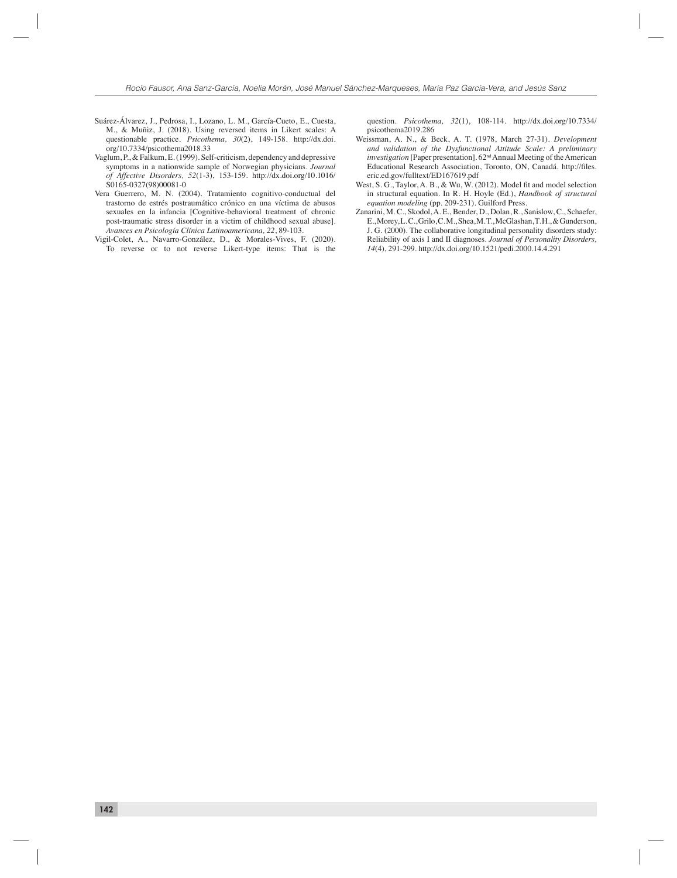Suárez-Álvarez, J., Pedrosa, I., Lozano, L. M., García-Cueto, E., Cuesta, M., & Muñiz, J. (2018). Using reversed items in Likert scales: A questionable practice. *Psicothema, 30*(2), 149-158. http://dx.doi.org/10.7334/psicothema2018.33

Vaglum, P., & Falkum, E. (1999). Self-criticism, dependency and depressive symptoms in a nationwide sample of Norwegian physicians. *Journal of Affective Disorders, 52*(1-3), 153-159. http://dx.doi.org/10.1016/S0165-0327(98)00081-0

Vera Guerrero, M. N. (2004). Tratamiento cognitivo-conductual del trastorno de estrés postraumático crónico en una víctima de abusos sexuales en la infancia [Cognitive-behavioral treatment of chronic post-traumatic stress disorder in a victim of childhood sexual abuse]. *Avances en Psicología Clínica Latinoamericana, 22*, 89-103.

Vigil-Colet, A., Navarro-González, D., & Morales-Vives, F. (2020). To reverse or to not reverse Likert-type items: That is the question. *Psicothema, 32*(1), 108-114. http://dx.doi.org/10.7334/psicothema2019.286

Weissman, A. N., & Beck, A. T. (1978, March 27-31). *Development and validation of the Dysfunctional Attitude Scale: A preliminary investigation* [Paper presentation]. 62nd Annual Meeting of the American Educational Research Association, Toronto, ON, Canadá. http://files.eric.ed.gov/fulltext/ED167619.pdf

West, S. G., Taylor, A. B., & Wu, W. (2012). Model fit and model selection in structural equation. In R. H. Hoyle (Ed.), *Handbook of structural equation modeling* (pp. 209-231). Guilford Press.

Zanarini, M. C., Skodol, A. E., Bender, D., Dolan, R., Sanislow, C., Schaefer, E., Morey, L. C., Grilo, C. M., Shea, M. T., McGlashan, T. H., & Gunderson, J. G. (2000). The collaborative longitudinal personality disorders study: Reliability of axis I and II diagnoses. *Journal of Personality Disorders, 14*(4), 291-299. http://dx.doi.org/10.1521/pedi.2000.14.4.291